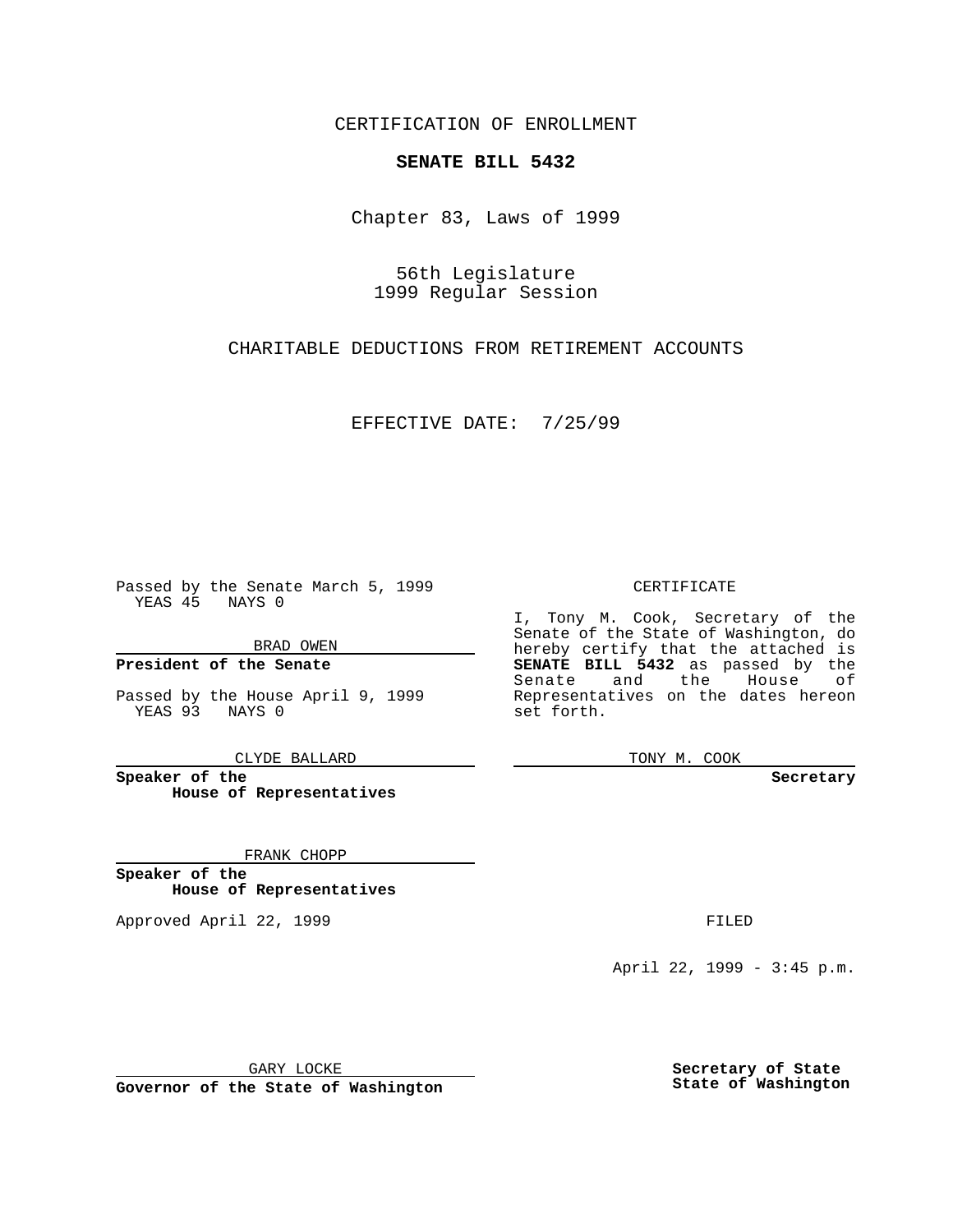CERTIFICATION OF ENROLLMENT

**SENATE BILL 5432**

Chapter 83, Laws of 1999

56th Legislature
1999 Regular Session

CHARITABLE DEDUCTIONS FROM RETIREMENT ACCOUNTS

EFFECTIVE DATE: 7/25/99

Passed by the Senate March 5, 1999
YEAS 45 NAYS 0

BRAD OWEN

**President of the Senate**

Passed by the House April 9, 1999
YEAS 93 NAYS 0

CLYDE BALLARD

**Speaker of the House of Representatives**

FRANK CHOPP

**Speaker of the House of Representatives**

Approved April 22, 1999

GARY LOCKE

**Governor of the State of Washington**

CERTIFICATE

I, Tony M. Cook, Secretary of the Senate of the State of Washington, do hereby certify that the attached is **SENATE BILL 5432** as passed by the Senate and the House of Representatives on the dates hereon set forth.

TONY M. COOK

**Secretary**

FILED

April 22, 1999 - 3:45 p.m.

**Secretary of State State of Washington**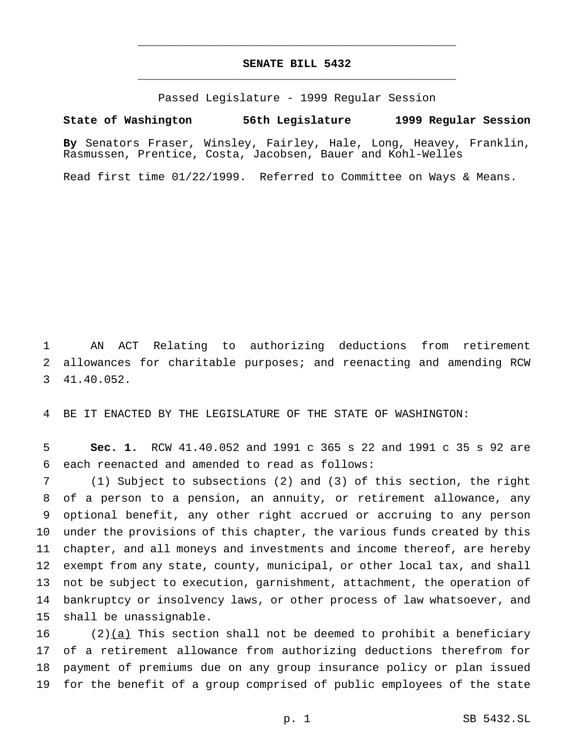# SENATE BILL 5432

Passed Legislature - 1999 Regular Session

**State of Washington 56th Legislature 1999 Regular Session**

**By** Senators Fraser, Winsley, Fairley, Hale, Long, Heavey, Franklin, Rasmussen, Prentice, Costa, Jacobsen, Bauer and Kohl-Welles

Read first time 01/22/1999. Referred to Committee on Ways & Means.

AN ACT Relating to authorizing deductions from retirement allowances for charitable purposes; and reenacting and amending RCW 41.40.052.

BE IT ENACTED BY THE LEGISLATURE OF THE STATE OF WASHINGTON:

**Sec. 1.** RCW 41.40.052 and 1991 c 365 s 22 and 1991 c 35 s 92 are each reenacted and amended to read as follows:

(1) Subject to subsections (2) and (3) of this section, the right of a person to a pension, an annuity, or retirement allowance, any optional benefit, any other right accrued or accruing to any person under the provisions of this chapter, the various funds created by this chapter, and all moneys and investments and income thereof, are hereby exempt from any state, county, municipal, or other local tax, and shall not be subject to execution, garnishment, attachment, the operation of bankruptcy or insolvency laws, or other process of law whatsoever, and shall be unassignable.

(2)<u>(a)</u> This section shall not be deemed to prohibit a beneficiary of a retirement allowance from authorizing deductions therefrom for payment of premiums due on any group insurance policy or plan issued for the benefit of a group comprised of public employees of the state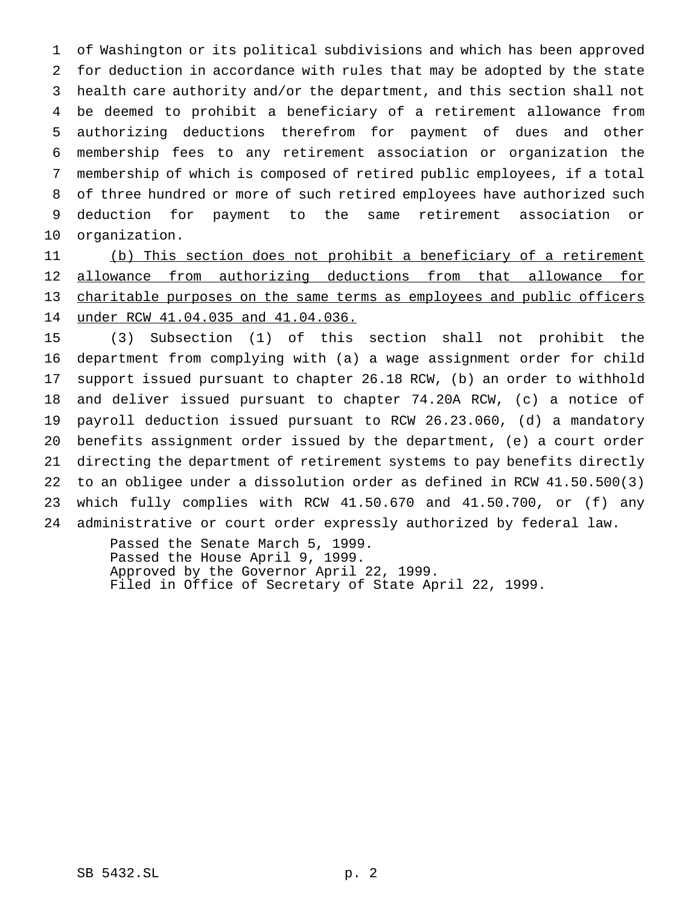of Washington or its political subdivisions and which has been approved for deduction in accordance with rules that may be adopted by the state health care authority and/or the department, and this section shall not be deemed to prohibit a beneficiary of a retirement allowance from authorizing deductions therefrom for payment of dues and other membership fees to any retirement association or organization the membership of which is composed of retired public employees, if a total of three hundred or more of such retired employees have authorized such deduction for payment to the same retirement association or organization.

(b) This section does not prohibit a beneficiary of a retirement allowance from authorizing deductions from that allowance for charitable purposes on the same terms as employees and public officers under RCW 41.04.035 and 41.04.036.

(3) Subsection (1) of this section shall not prohibit the department from complying with (a) a wage assignment order for child support issued pursuant to chapter 26.18 RCW, (b) an order to withhold and deliver issued pursuant to chapter 74.20A RCW, (c) a notice of payroll deduction issued pursuant to RCW 26.23.060, (d) a mandatory benefits assignment order issued by the department, (e) a court order directing the department of retirement systems to pay benefits directly to an obligee under a dissolution order as defined in RCW 41.50.500(3) which fully complies with RCW 41.50.670 and 41.50.700, or (f) any administrative or court order expressly authorized by federal law.

Passed the Senate March 5, 1999.
Passed the House April 9, 1999.
Approved by the Governor April 22, 1999.
Filed in Office of Secretary of State April 22, 1999.